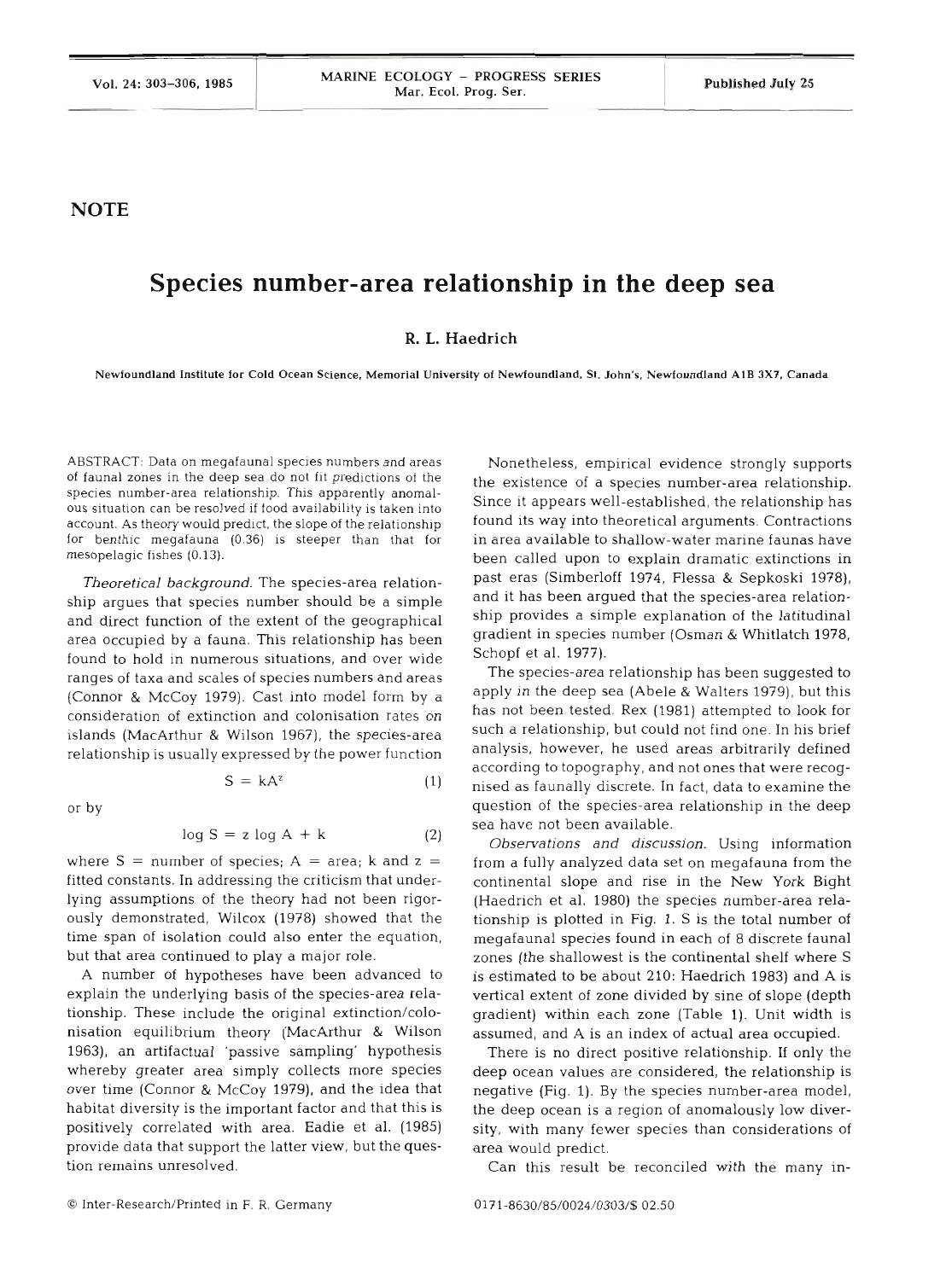## NOTE

# Species number-area relationship in the deep sea

**R. L. Haedrich**

Newfoundland Institute for Cold Ocean Science, Memorial University of Newfoundland, St. John's, Newfoundland A1B 3X7, Canada

ABSTRACT: Data on megafaunal species numbers and areas of faunal zones in the deep sea do not fit predictions of the species number-area relationship. This apparently anomalous situation can be resolved if food availability is taken into account. As theory would predict, the slope of the relationship for benthic megafauna (0.36) is steeper than that for mesopelagic fishes (0.13).

*Theoretical background.* The species-area relationship argues that species number should be a simple and direct function of the extent of the geographical area occupied by a fauna. This relationship has been found to hold in numerous situations, and over wide ranges of taxa and scales of species numbers and areas (Connor & McCoy 1979). Cast into model form by a consideration of extinction and colonisation rates on islands (MacArthur & Wilson 1967), the species-area relationship is usually expressed by the power function

$$S = kA^z \quad (1)$$

or by

$$\log S = z \log A + k \quad (2)$$

where S = number of species; A = area; k and z = fitted constants. In addressing the criticism that underlying assumptions of the theory had not been rigorously demonstrated, Wilcox (1978) showed that the time span of isolation could also enter the equation, but that area continued to play a major role.

A number of hypotheses have been advanced to explain the underlying basis of the species-area relationship. These include the original extinction/colonisation equilibrium theory (MacArthur & Wilson 1963), an artifactual 'passive sampling' hypothesis whereby greater area simply collects more species over time (Connor & McCoy 1979), and the idea that habitat diversity is the important factor and that this is positively correlated with area. Eadie et al. (1985) provide data that support the latter view, but the question remains unresolved.

Nonetheless, empirical evidence strongly supports the existence of a species number-area relationship. Since it appears well-established, the relationship has found its way into theoretical arguments. Contractions in area available to shallow-water marine faunas have been called upon to explain dramatic extinctions in past eras (Simberloff 1974, Flessa & Sepkoski 1978), and it has been argued that the species-area relationship provides a simple explanation of the latitudinal gradient in species number (Osman & Whitlatch 1978, Schopf et al. 1977).

The species-area relationship has been suggested to apply in the deep sea (Abele & Walters 1979), but this has not been tested. Rex (1981) attempted to look for such a relationship, but could not find one. In his brief analysis, however, he used areas arbitrarily defined according to topography, and not ones that were recognised as faunally discrete. In fact, data to examine the question of the species-area relationship in the deep sea have not been available.

*Observations and discussion.* Using information from a fully analyzed data set on megafauna from the continental slope and rise in the New York Bight (Haedrich et al. 1980) the species number-area relationship is plotted in Fig. 1. S is the total number of megafaunal species found in each of 8 discrete faunal zones (the shallowest is the continental shelf where S is estimated to be about 210: Haedrich 1983) and A is vertical extent of zone divided by sine of slope (depth gradient) within each zone (Table 1). Unit width is assumed, and A is an index of actual area occupied.

There is no direct positive relationship. If only the deep ocean values are considered, the relationship is negative (Fig. 1). By the species number-area model, the deep ocean is a region of anomalously low diversity, with many fewer species than considerations of area would predict.

Can this result be reconciled with the many in-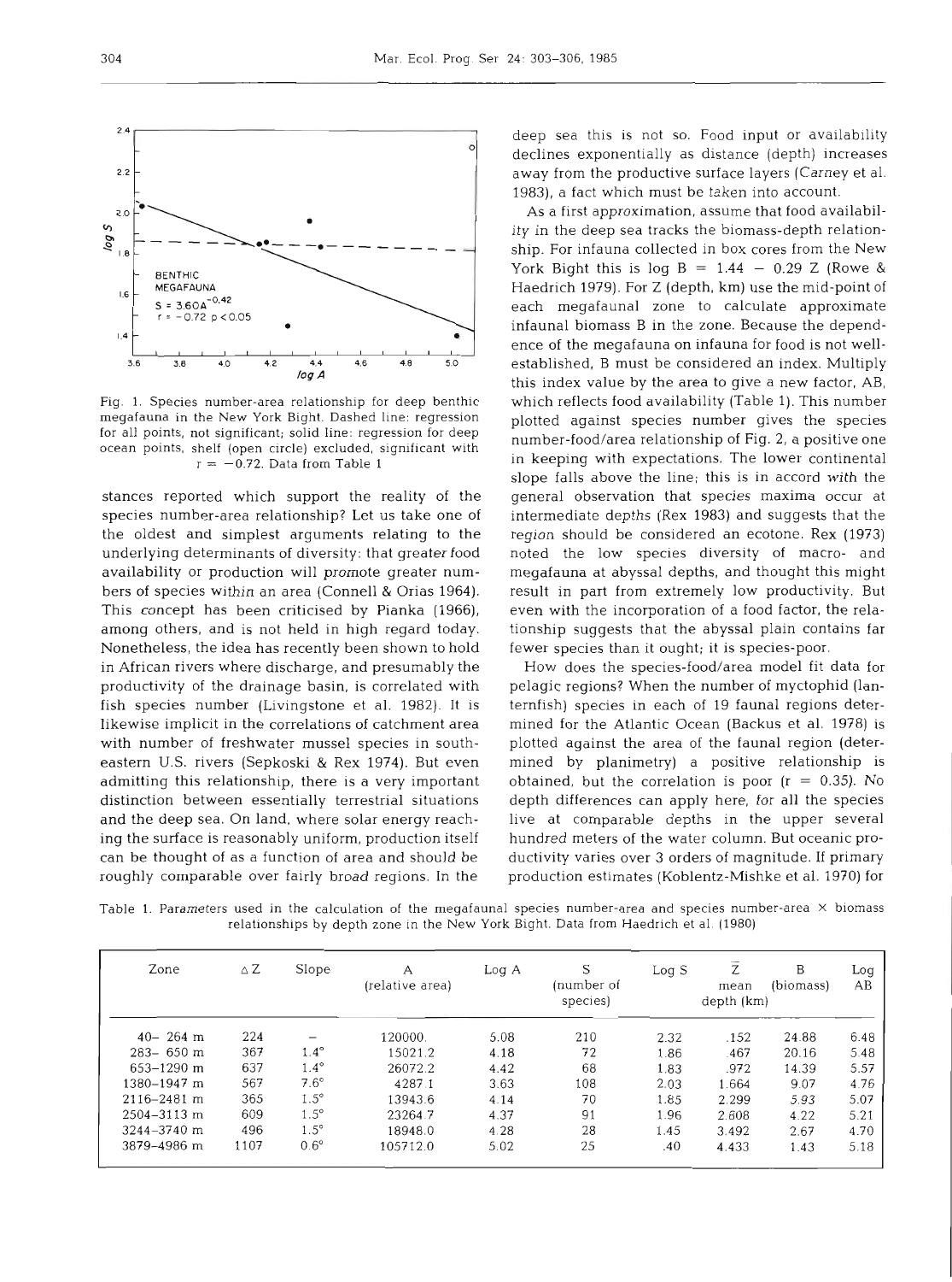Fig. 1. Species number-area relationship for deep benthic megafauna in the New York Bight. Dashed line: regression for all points, not significant; solid line: regression for deep ocean points, shelf (open circle) excluded, significant with $r = -0.72$. Data from Table 1

stances reported which support the reality of the species number-area relationship? Let us take one of the oldest and simplest arguments relating to the underlying determinants of diversity: that greater food availability or production will promote greater numbers of species within an area (Connell & Orias 1964). This concept has been criticised by Pianka (1966), among others, and is not held in high regard today. Nonetheless, the idea has recently been shown to hold in African rivers where discharge, and presumably the productivity of the drainage basin, is correlated with fish species number (Livingstone et al. 1982). It is likewise implicit in the correlations of catchment area with number of freshwater mussel species in southeastern U.S. rivers (Sepkoski & Rex 1974). But even admitting this relationship, there is a very important distinction between essentially terrestrial situations and the deep sea. On land, where solar energy reaching the surface is reasonably uniform, production itself can be thought of as a function of area and should be roughly comparable over fairly broad regions. In the deep sea this is not so. Food input or availability declines exponentially as distance (depth) increases away from the productive surface layers (Carney et al. 1983), a fact which must be taken into account.

As a first approximation, assume that food availability in the deep sea tracks the biomass-depth relationship. For infauna collected in box cores from the New York Bight this is $\log B = 1.44 - 0.29\ Z$ (Rowe & Haedrich 1979). For Z (depth, km) use the mid-point of each megafaunal zone to calculate approximate infaunal biomass B in the zone. Because the dependence of the megafauna on infauna for food is not well-established, B must be considered an index. Multiply this index value by the area to give a new factor, AB, which reflects food availability (Table 1). This number plotted against species number gives the species number-food/area relationship of Fig. 2, a positive one in keeping with expectations. The lower continental slope falls above the line; this is in accord with the general observation that species maxima occur at intermediate depths (Rex 1983) and suggests that the region should be considered an ecotone. Rex (1973) noted the low species diversity of macro- and megafauna at abyssal depths, and thought this might result in part from extremely low productivity. But even with the incorporation of a food factor, the relationship suggests that the abyssal plain contains far fewer species than it ought; it is species-poor.

How does the species-food/area model fit data for pelagic regions? When the number of myctophid (lanternfish) species in each of 19 faunal regions determined for the Atlantic Ocean (Backus et al. 1978) is plotted against the area of the faunal region (determined by planimetry) a positive relationship is obtained, but the correlation is poor ($r = 0.35$). No depth differences can apply here, for all the species live at comparable depths in the upper several hundred meters of the water column. But oceanic productivity varies over 3 orders of magnitude. If primary production estimates (Koblentz-Mishke et al. 1970) for

Table 1. Parameters used in the calculation of the megafaunal species number-area and species number-area × biomass relationships by depth zone in the New York Bight. Data from Haedrich et al. (1980)

| Zone | $\Delta Z$ | Slope | A (relative area) | Log A | S (number of species) | Log S | $\bar{Z}$ mean depth (km) | B (biomass) | Log AB |
|---|---|---|---|---|---|---|---|---|---|
| 40– 264 m | 224 | – | 120000. | 5.08 | 210 | 2.32 | .152 | 24.88 | 6.48 |
| 283– 650 m | 367 | 1.4° | 15021.2 | 4.18 | 72 | 1.86 | .467 | 20.16 | 5.48 |
| 653–1290 m | 637 | 1.4° | 26072.2 | 4.42 | 68 | 1.83 | .972 | 14.39 | 5.57 |
| 1380–1947 m | 567 | 7.6° | 4287.1 | 3.63 | 108 | 2.03 | 1.664 | 9.07 | 4.76 |
| 2116–2481 m | 365 | 1.5° | 13943.6 | 4.14 | 70 | 1.85 | 2.299 | 5.93 | 5.07 |
| 2504–3113 m | 609 | 1.5° | 23264.7 | 4.37 | 91 | 1.96 | 2.608 | 4.22 | 5.21 |
| 3244–3740 m | 496 | 1.5° | 18948.0 | 4.28 | 28 | 1.45 | 3.492 | 2.67 | 4.70 |
| 3879–4986 m | 1107 | 0.6° | 105712.0 | 5.02 | 25 | .40 | 4.433 | 1.43 | 5.18 |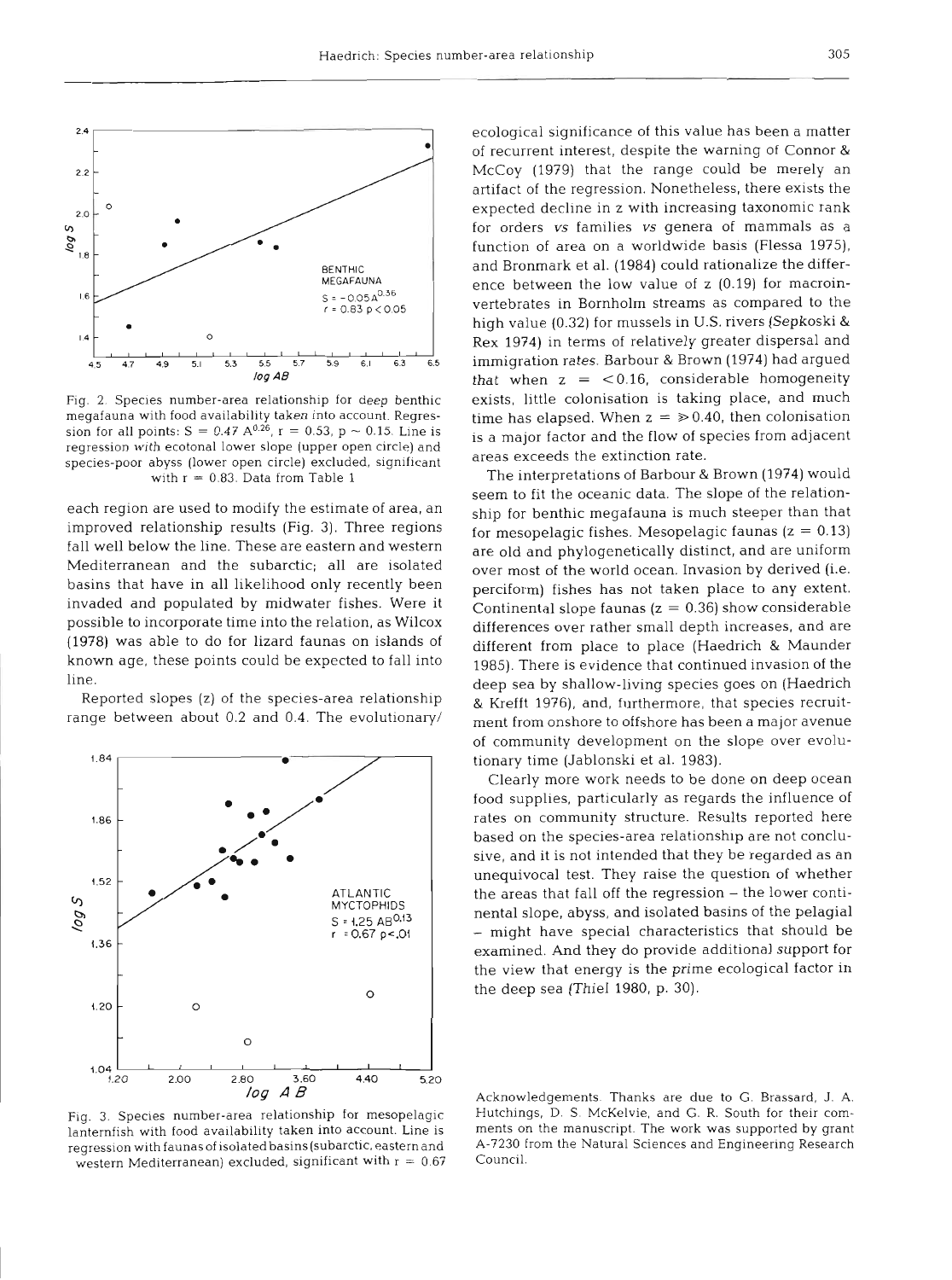Fig. 2. Species number-area relationship for deep benthic megafauna with food availability taken into account. Regression for all points: $S = 0.47\ A^{0.26}$, $r = 0.53$, $p \sim 0.15$. Line is regression with ecotonal lower slope (upper open circle) and species-poor abyss (lower open circle) excluded, significant with $r = 0.83$. Data from Table 1

each region are used to modify the estimate of area, an improved relationship results (Fig. 3). Three regions fall well below the line. These are eastern and western Mediterranean and the subarctic; all are isolated basins that have in all likelihood only recently been invaded and populated by midwater fishes. Were it possible to incorporate time into the relation, as Wilcox (1978) was able to do for lizard faunas on islands of known age, these points could be expected to fall into line.

Reported slopes (z) of the species-area relationship range between about 0.2 and 0.4. The evolutionary/ecological significance of this value has been a matter of recurrent interest, despite the warning of Connor & McCoy (1979) that the range could be merely an artifact of the regression. Nonetheless, there exists the expected decline in z with increasing taxonomic rank for orders *vs* families *vs* genera of mammals as a function of area on a worldwide basis (Flessa 1975), and Bronmark et al. (1984) could rationalize the difference between the low value of z (0.19) for macroinvertebrates in Bornholm streams as compared to the high value (0.32) for mussels in U.S. rivers (Sepkoski & Rex 1974) in terms of relatively greater dispersal and immigration rates. Barbour & Brown (1974) had argued that when $z = <0.16$, considerable homogeneity exists, little colonisation is taking place, and much time has elapsed. When $z = \gg 0.40$, then colonisation is a major factor and the flow of species from adjacent areas exceeds the extinction rate.

Fig. 3. Species number-area relationship for mesopelagic lanternfish with food availability taken into account. Line is regression with faunas of isolated basins (subarctic, eastern and western Mediterranean) excluded, significant with $r = 0.67$

The interpretations of Barbour & Brown (1974) would seem to fit the oceanic data. The slope of the relationship for benthic megafauna is much steeper than that for mesopelagic fishes. Mesopelagic faunas ($z = 0.13$) are old and phylogenetically distinct, and are uniform over most of the world ocean. Invasion by derived (i.e. perciform) fishes has not taken place to any extent. Continental slope faunas ($z = 0.36$) show considerable differences over rather small depth increases, and are different from place to place (Haedrich & Maunder 1985). There is evidence that continued invasion of the deep sea by shallow-living species goes on (Haedrich & Krefft 1976), and, furthermore, that species recruitment from onshore to offshore has been a major avenue of community development on the slope over evolutionary time (Jablonski et al. 1983).

Clearly more work needs to be done on deep ocean food supplies, particularly as regards the influence of rates on community structure. Results reported here based on the species-area relationship are not conclusive, and it is not intended that they be regarded as an unequivocal test. They raise the question of whether the areas that fall off the regression – the lower continental slope, abyss, and isolated basins of the pelagial – might have special characteristics that should be examined. And they do provide additional support for the view that energy is the prime ecological factor in the deep sea (Thiel 1980, p. 30).

*Acknowledgements.* Thanks are due to G. Brassard, J. A. Hutchings, D. S. McKelvie, and G. R. South for their comments on the manuscript. The work was supported by grant A-7230 from the Natural Sciences and Engineering Research Council.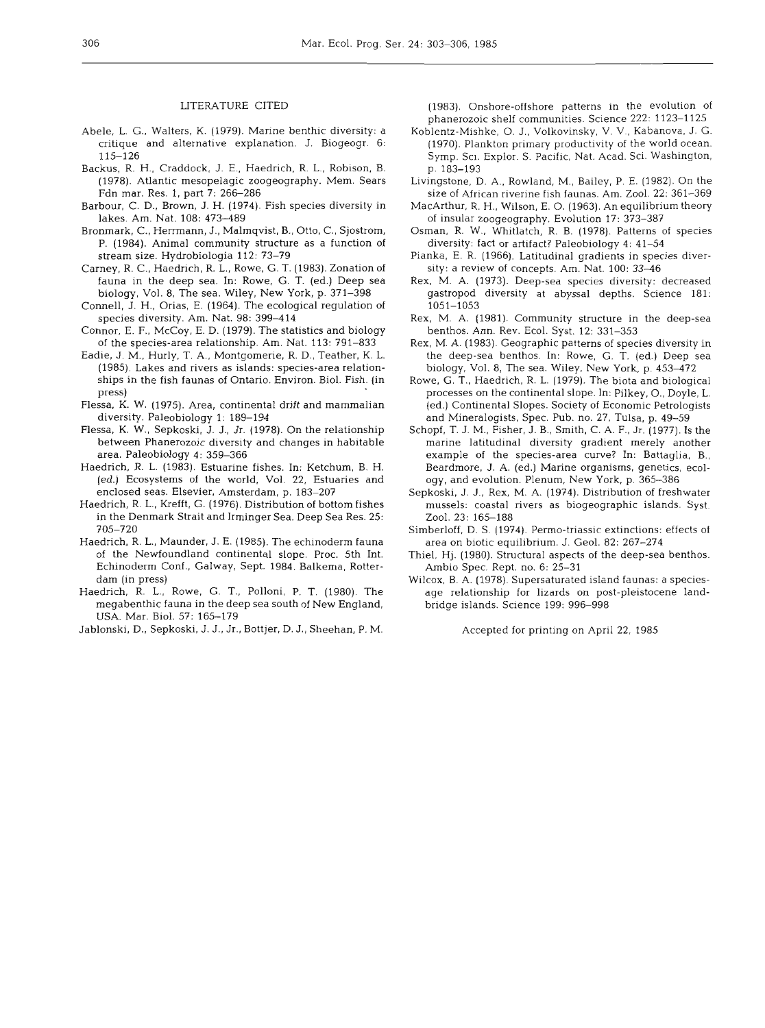## LITERATURE CITED

Abele, L. G., Walters, K. (1979). Marine benthic diversity: a critique and alternative explanation. J. Biogeogr. 6: 115–126

Backus, R. H., Craddock, J. E., Haedrich, R. L., Robison, B. (1978). Atlantic mesopelagic zoogeography. Mem. Sears Fdn mar. Res. 1, part 7: 266–286

Barbour, C. D., Brown, J. H. (1974). Fish species diversity in lakes. Am. Nat. 108: 473–489

Bronmark, C., Herrmann, J., Malmqvist, B., Otto, C., Sjostrom, P. (1984). Animal community structure as a function of stream size. Hydrobiologia 112: 73–79

Carney, R. C., Haedrich, R. L., Rowe, G. T. (1983). Zonation of fauna in the deep sea. In: Rowe, G. T. (ed.) Deep sea biology, Vol. 8, The sea. Wiley, New York, p. 371–398

Connell, J. H., Orias, E. (1964). The ecological regulation of species diversity. Am. Nat. 98: 399–414

Connor, E. F., McCoy, E. D. (1979). The statistics and biology of the species-area relationship. Am. Nat. 113: 791–833

Eadie, J. M., Hurly, T. A., Montgomerie, R. D., Teather, K. L. (1985). Lakes and rivers as islands: species-area relationships in the fish faunas of Ontario. Environ. Biol. Fish. (in press)

Flessa, K. W. (1975). Area, continental drift and mammalian diversity. Paleobiology 1: 189–194

Flessa, K. W., Sepkoski, J. J., Jr. (1978). On the relationship between Phanerozoic diversity and changes in habitable area. Paleobiology 4: 359–366

Haedrich, R. L. (1983). Estuarine fishes. In: Ketchum, B. H. (ed.) Ecosystems of the world, Vol. 22, Estuaries and enclosed seas. Elsevier, Amsterdam, p. 183–207

Haedrich, R. L., Krefft, G. (1976). Distribution of bottom fishes in the Denmark Strait and Irminger Sea. Deep Sea Res. 25: 705–720

Haedrich, R. L., Maunder, J. E. (1985). The echinoderm fauna of the Newfoundland continental slope. Proc. 5th Int. Echinoderm Conf., Galway, Sept. 1984. Balkema, Rotterdam (in press)

Haedrich, R. L., Rowe, G. T., Polloni, P. T. (1980). The megabenthic fauna in the deep sea south of New England, USA. Mar. Biol. 57: 165–179

Jablonski, D., Sepkoski, J. J., Jr., Bottjer, D. J., Sheehan, P. M. (1983). Onshore-offshore patterns in the evolution of phanerozoic shelf communities. Science 222: 1123–1125

Koblentz-Mishke, O. J., Volkovinsky, V. V., Kabanova, J. G. (1970). Plankton primary productivity of the world ocean. Symp. Sci. Explor. S. Pacific, Nat. Acad. Sci. Washington, p. 183–193

Livingstone, D. A., Rowland, M., Bailey, P. E. (1982). On the size of African riverine fish faunas. Am. Zool. 22: 361–369

MacArthur, R. H., Wilson, E. O. (1963). An equilibrium theory of insular zoogeography. Evolution 17: 373–387

Osman, R. W., Whitlatch, R. B. (1978). Patterns of species diversity: fact or artifact? Paleobiology 4: 41–54

Pianka, E. R. (1966). Latitudinal gradients in species diversity: a review of concepts. Am. Nat. 100: 33–46

Rex, M. A. (1973). Deep-sea species diversity: decreased gastropod diversity at abyssal depths. Science 181: 1051–1053

Rex, M. A. (1981). Community structure in the deep-sea benthos. Ann. Rev. Ecol. Syst. 12: 331–353

Rex, M. A. (1983). Geographic patterns of species diversity in the deep-sea benthos. In: Rowe, G. T. (ed.) Deep sea biology, Vol. 8, The sea. Wiley, New York, p. 453–472

Rowe, G. T., Haedrich, R. L. (1979). The biota and biological processes on the continental slope. In: Pilkey, O., Doyle, L. (ed.) Continental Slopes. Society of Economic Petrologists and Mineralogists, Spec. Pub. no. 27, Tulsa, p. 49–59

Schopf, T. J. M., Fisher, J. B., Smith, C. A. F., Jr. (1977). Is the marine latitudinal diversity gradient merely another example of the species-area curve? In: Battaglia, B., Beardmore, J. A. (ed.) Marine organisms, genetics, ecology, and evolution. Plenum, New York, p. 365–386

Sepkoski, J. J., Rex, M. A. (1974). Distribution of freshwater mussels: coastal rivers as biogeographic islands. Syst. Zool. 23: 165–188

Simberloff, D. S. (1974). Permo-triassic extinctions: effects of area on biotic equilibrium. J. Geol. 82: 267–274

Thiel, Hj. (1980). Structural aspects of the deep-sea benthos. Ambio Spec. Rept. no. 6: 25–31

Wilcox, B. A. (1978). Supersaturated island faunas: a species-age relationship for lizards on post-pleistocene land-bridge islands. Science 199: 996–998

Accepted for printing on April 22, 1985